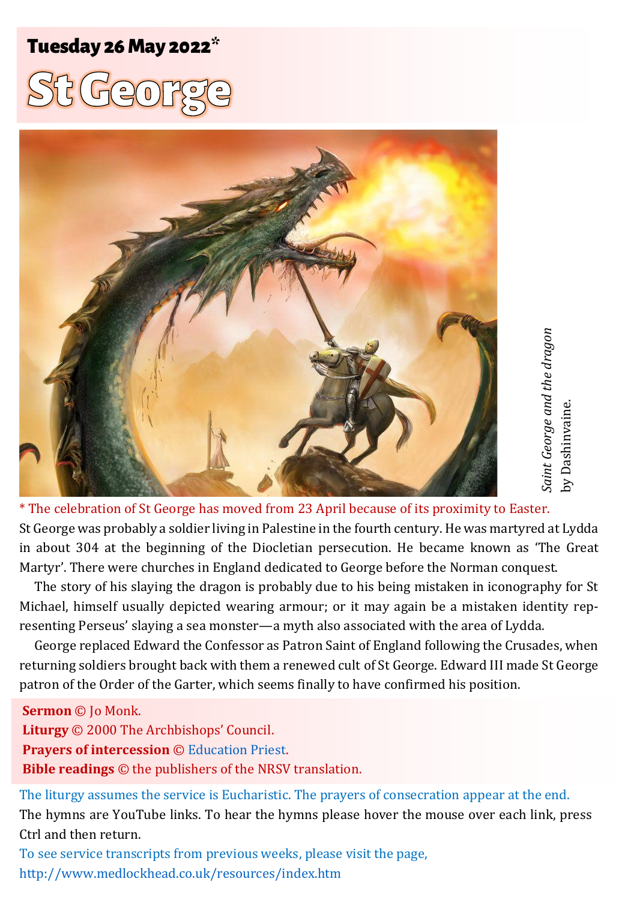## Tuesday 26 May 2022*

# St George

*Saint George and the dragon* by Dashinvaine.

* The celebration of St George has moved from 23 April because of its proximity to Easter.

St George was probably a soldier living in Palestine in the fourth century. He was martyred at Lydda in about 304 at the beginning of the Diocletian persecution. He became known as 'The Great Martyr'. There were churches in England dedicated to George before the Norman conquest.

The story of his slaying the dragon is probably due to his being mistaken in iconography for St Michael, himself usually depicted wearing armour; or it may again be a mistaken identity representing Perseus' slaying a sea monster—a myth also associated with the area of Lydda.

George replaced Edward the Confessor as Patron Saint of England following the Crusades, when returning soldiers brought back with them a renewed cult of St George. Edward III made St George patron of the Order of the Garter, which seems finally to have confirmed his position.

**Sermon** © Jo Monk.
**Liturgy** © 2000 The Archbishops' Council.
**Prayers of intercession** © Education Priest.
**Bible readings** © the publishers of the NRSV translation.

The liturgy assumes the service is Eucharistic. The prayers of consecration appear at the end.

The hymns are YouTube links. To hear the hymns please hover the mouse over each link, press Ctrl and then return.

To see service transcripts from previous weeks, please visit the page,
http://www.medlockhead.co.uk/resources/index.htm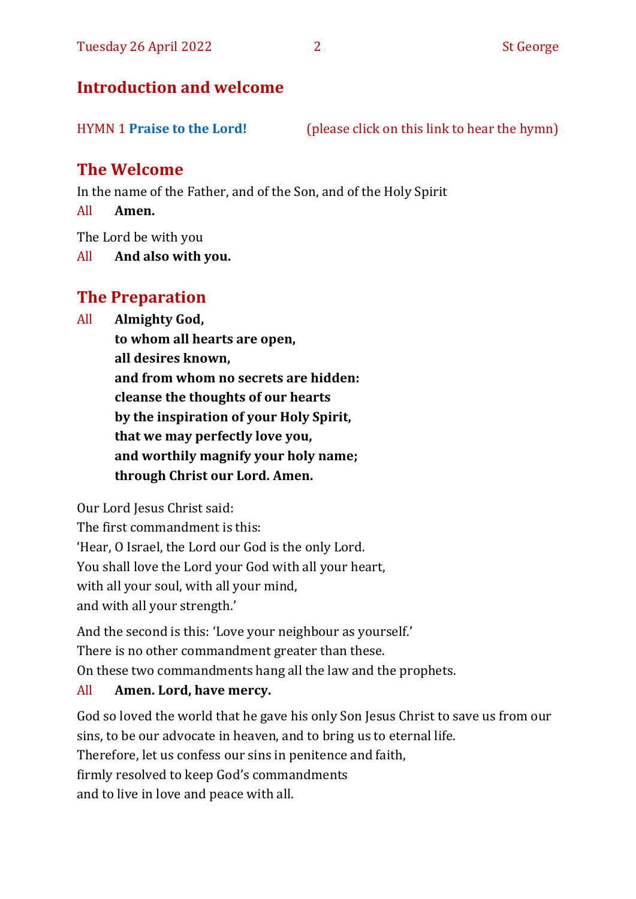## Introduction and welcome

HYMN 1 **Praise to the Lord!** (please click on this link to hear the hymn)

## The Welcome

In the name of the Father, and of the Son, and of the Holy Spirit

All **Amen.**

The Lord be with you

All **And also with you.**

## The Preparation

All **Almighty God,**
**to whom all hearts are open,**
**all desires known,**
**and from whom no secrets are hidden:**
**cleanse the thoughts of our hearts**
**by the inspiration of your Holy Spirit,**
**that we may perfectly love you,**
**and worthily magnify your holy name;**
**through Christ our Lord. Amen.**

Our Lord Jesus Christ said:
The first commandment is this:
'Hear, O Israel, the Lord our God is the only Lord.
You shall love the Lord your God with all your heart,
with all your soul, with all your mind,
and with all your strength.'

And the second is this: 'Love your neighbour as yourself.'
There is no other commandment greater than these.
On these two commandments hang all the law and the prophets.

All **Amen. Lord, have mercy.**

God so loved the world that he gave his only Son Jesus Christ to save us from our sins, to be our advocate in heaven, and to bring us to eternal life.
Therefore, let us confess our sins in penitence and faith,
firmly resolved to keep God's commandments
and to live in love and peace with all.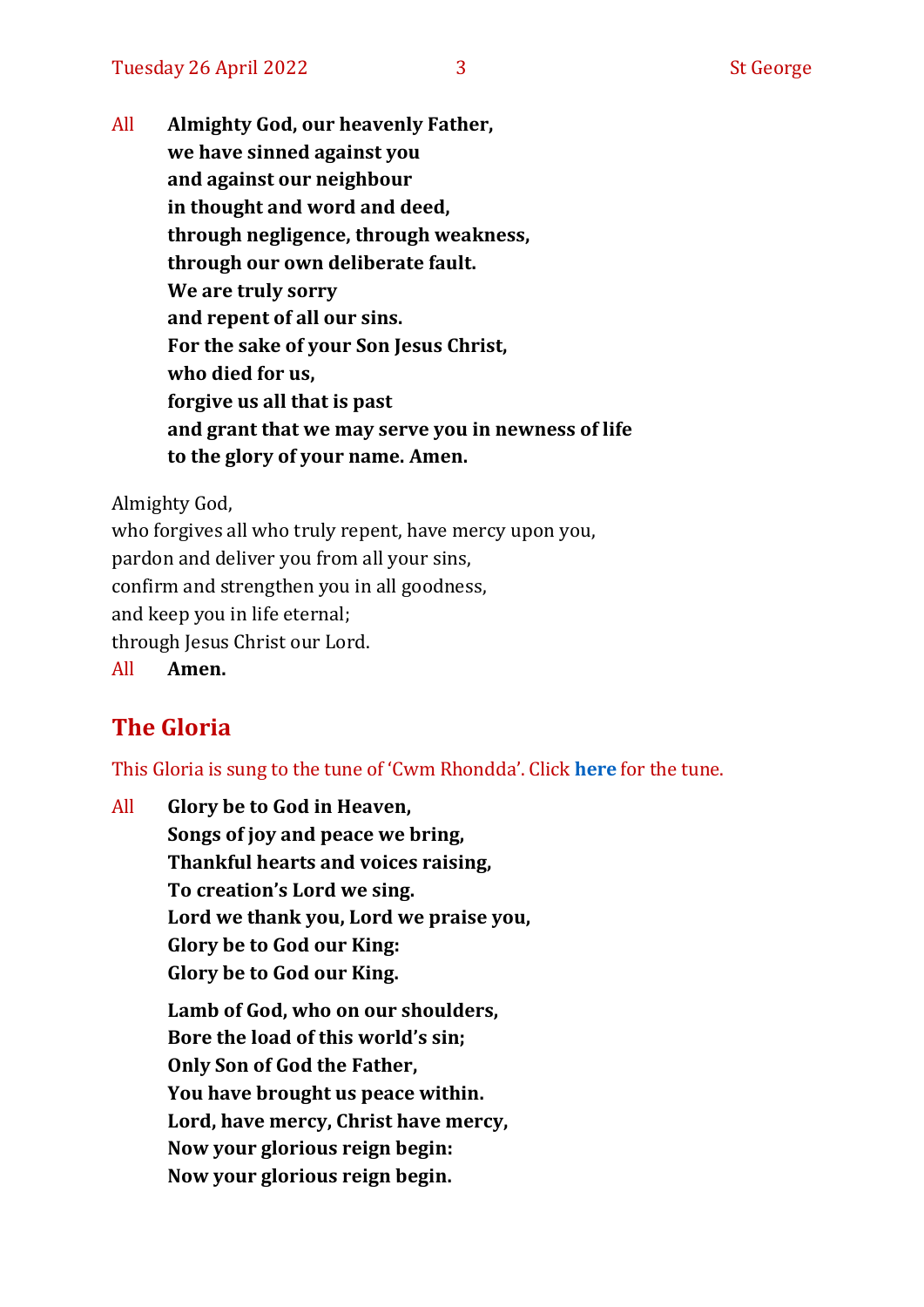All **Almighty God, our heavenly Father,**
**we have sinned against you**
**and against our neighbour**
**in thought and word and deed,**
**through negligence, through weakness,**
**through our own deliberate fault.**
**We are truly sorry**
**and repent of all our sins.**
**For the sake of your Son Jesus Christ,**
**who died for us,**
**forgive us all that is past**
**and grant that we may serve you in newness of life**
**to the glory of your name. Amen.**

Almighty God,
who forgives all who truly repent, have mercy upon you,
pardon and deliver you from all your sins,
confirm and strengthen you in all goodness,
and keep you in life eternal;
through Jesus Christ our Lord.
All **Amen.**

## The Gloria

This Gloria is sung to the tune of 'Cwm Rhondda'. Click **here** for the tune.

All **Glory be to God in Heaven,**
**Songs of joy and peace we bring,**
**Thankful hearts and voices raising,**
**To creation's Lord we sing.**
**Lord we thank you, Lord we praise you,**
**Glory be to God our King:**
**Glory be to God our King.**

**Lamb of God, who on our shoulders,**
**Bore the load of this world's sin;**
**Only Son of God the Father,**
**You have brought us peace within.**
**Lord, have mercy, Christ have mercy,**
**Now your glorious reign begin:**
**Now your glorious reign begin.**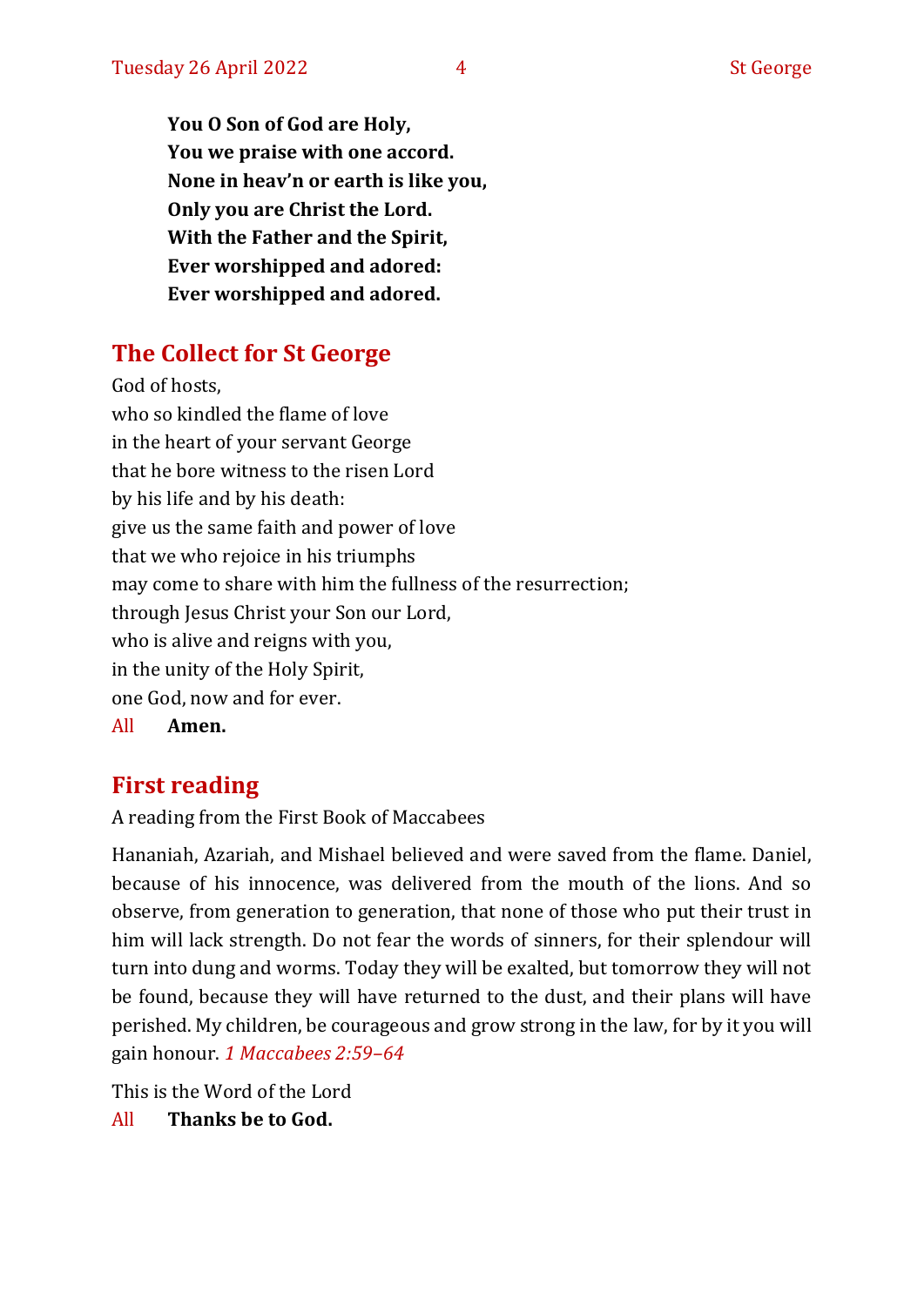**You O Son of God are Holy,**
**You we praise with one accord.**
**None in heav'n or earth is like you,**
**Only you are Christ the Lord.**
**With the Father and the Spirit,**
**Ever worshipped and adored:**
**Ever worshipped and adored.**

## The Collect for St George

God of hosts,
who so kindled the flame of love
in the heart of your servant George
that he bore witness to the risen Lord
by his life and by his death:
give us the same faith and power of love
that we who rejoice in his triumphs
may come to share with him the fullness of the resurrection;
through Jesus Christ your Son our Lord,
who is alive and reigns with you,
in the unity of the Holy Spirit,
one God, now and for ever.

All **Amen.**

## First reading

A reading from the First Book of Maccabees

Hananiah, Azariah, and Mishael believed and were saved from the flame. Daniel, because of his innocence, was delivered from the mouth of the lions. And so observe, from generation to generation, that none of those who put their trust in him will lack strength. Do not fear the words of sinners, for their splendour will turn into dung and worms. Today they will be exalted, but tomorrow they will not be found, because they will have returned to the dust, and their plans will have perished. My children, be courageous and grow strong in the law, for by it you will gain honour. *1 Maccabees 2:59–64*

This is the Word of the Lord

All **Thanks be to God.**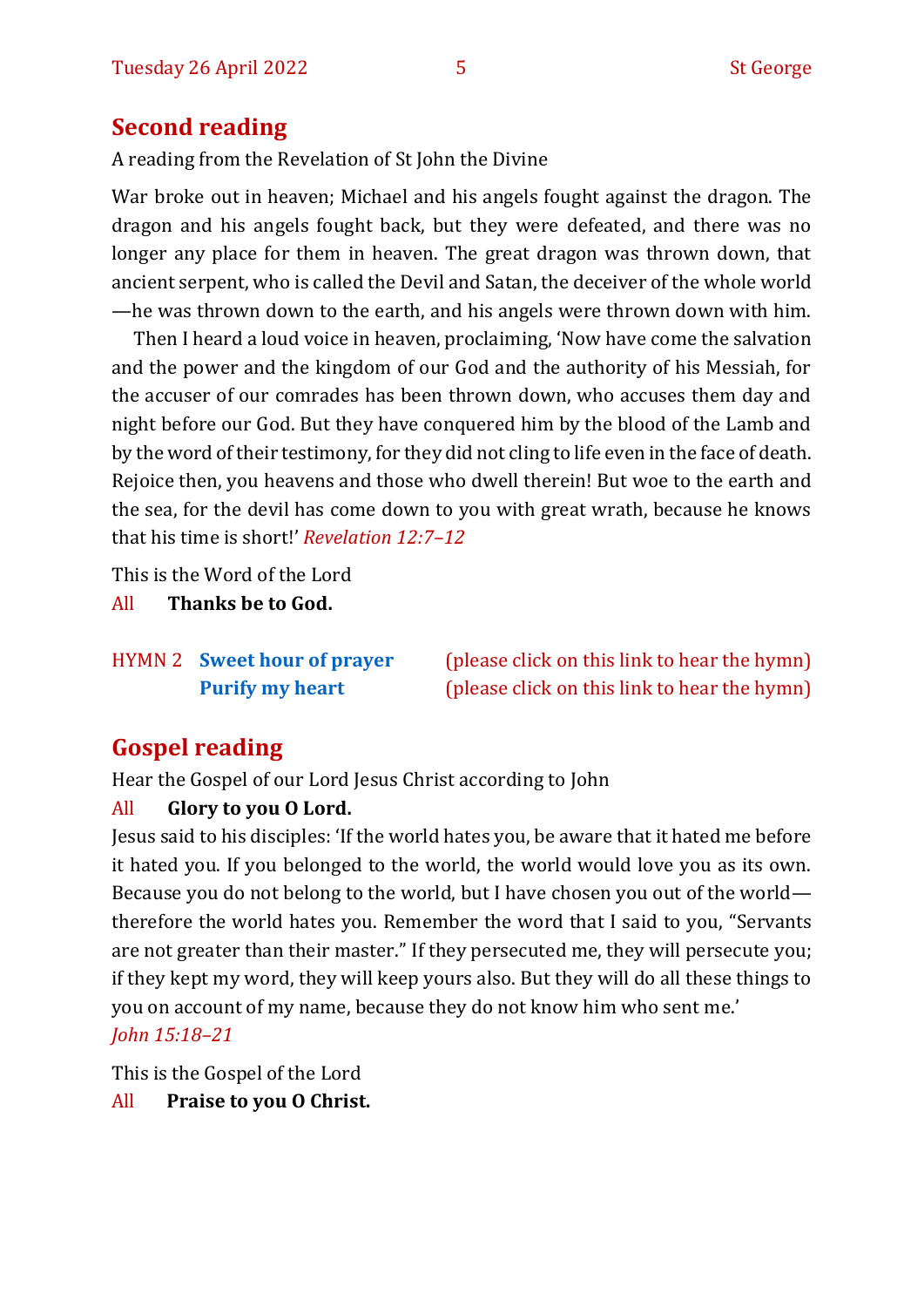## Second reading

A reading from the Revelation of St John the Divine

War broke out in heaven; Michael and his angels fought against the dragon. The dragon and his angels fought back, but they were defeated, and there was no longer any place for them in heaven. The great dragon was thrown down, that ancient serpent, who is called the Devil and Satan, the deceiver of the whole world—he was thrown down to the earth, and his angels were thrown down with him.

Then I heard a loud voice in heaven, proclaiming, 'Now have come the salvation and the power and the kingdom of our God and the authority of his Messiah, for the accuser of our comrades has been thrown down, who accuses them day and night before our God. But they have conquered him by the blood of the Lamb and by the word of their testimony, for they did not cling to life even in the face of death. Rejoice then, you heavens and those who dwell therein! But woe to the earth and the sea, for the devil has come down to you with great wrath, because he knows that his time is short!' *Revelation 12:7–12*

This is the Word of the Lord

All **Thanks be to God.**

HYMN 2 **Sweet hour of prayer** (please click on this link to hear the hymn)
**Purify my heart** (please click on this link to hear the hymn)

## Gospel reading

Hear the Gospel of our Lord Jesus Christ according to John

All **Glory to you O Lord.**

Jesus said to his disciples: 'If the world hates you, be aware that it hated me before it hated you. If you belonged to the world, the world would love you as its own. Because you do not belong to the world, but I have chosen you out of the world—therefore the world hates you. Remember the word that I said to you, "Servants are not greater than their master." If they persecuted me, they will persecute you; if they kept my word, they will keep yours also. But they will do all these things to you on account of my name, because they do not know him who sent me.'
*John 15:18–21*

This is the Gospel of the Lord

All **Praise to you O Christ.**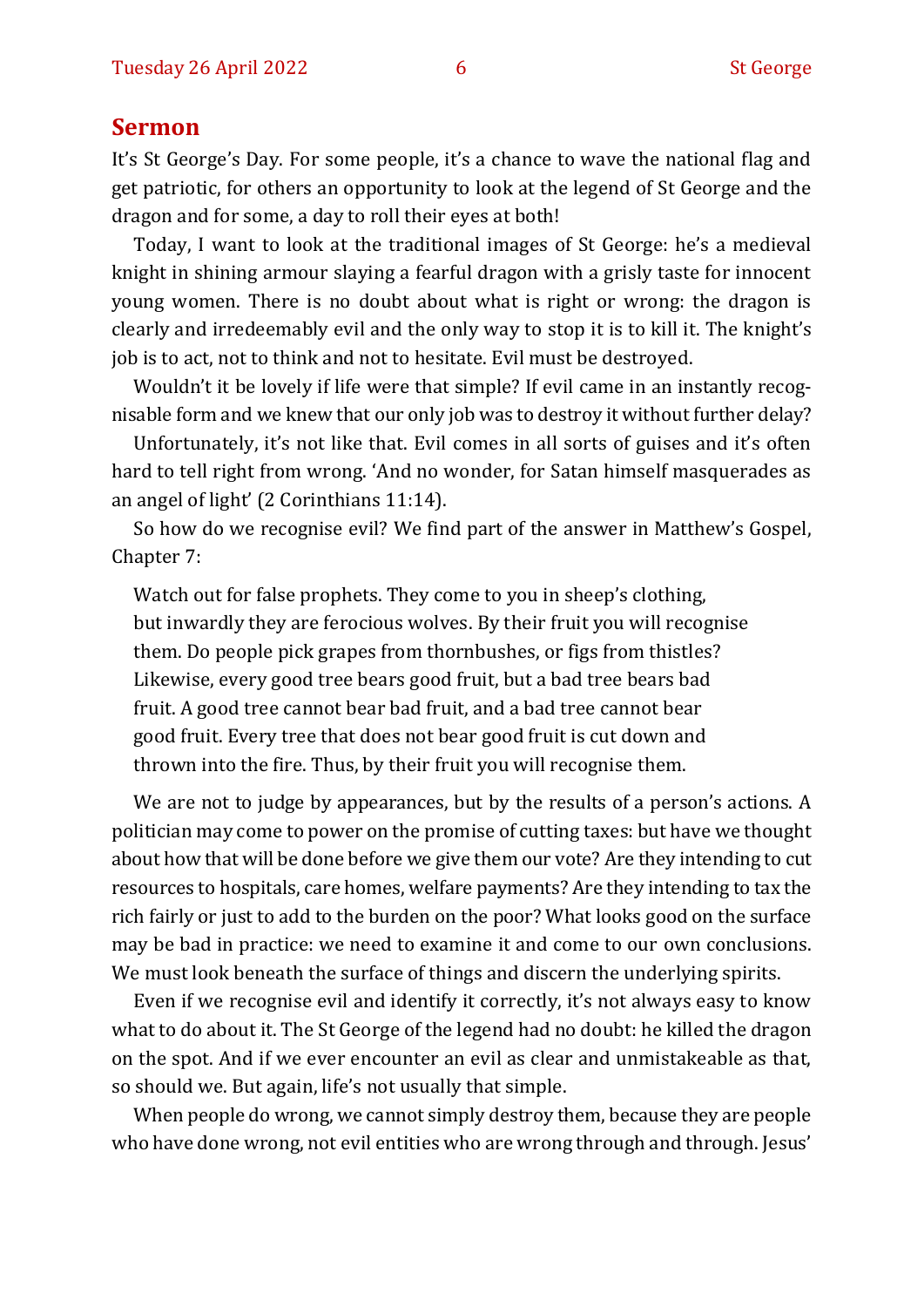## Sermon

It's St George's Day. For some people, it's a chance to wave the national flag and get patriotic, for others an opportunity to look at the legend of St George and the dragon and for some, a day to roll their eyes at both!

Today, I want to look at the traditional images of St George: he's a medieval knight in shining armour slaying a fearful dragon with a grisly taste for innocent young women. There is no doubt about what is right or wrong: the dragon is clearly and irredeemably evil and the only way to stop it is to kill it. The knight's job is to act, not to think and not to hesitate. Evil must be destroyed.

Wouldn't it be lovely if life were that simple? If evil came in an instantly recognisable form and we knew that our only job was to destroy it without further delay?

Unfortunately, it's not like that. Evil comes in all sorts of guises and it's often hard to tell right from wrong. 'And no wonder, for Satan himself masquerades as an angel of light' (2 Corinthians 11:14).

So how do we recognise evil? We find part of the answer in Matthew's Gospel, Chapter 7:

> Watch out for false prophets. They come to you in sheep's clothing, but inwardly they are ferocious wolves. By their fruit you will recognise them. Do people pick grapes from thornbushes, or figs from thistles? Likewise, every good tree bears good fruit, but a bad tree bears bad fruit. A good tree cannot bear bad fruit, and a bad tree cannot bear good fruit. Every tree that does not bear good fruit is cut down and thrown into the fire. Thus, by their fruit you will recognise them.

We are not to judge by appearances, but by the results of a person's actions. A politician may come to power on the promise of cutting taxes: but have we thought about how that will be done before we give them our vote? Are they intending to cut resources to hospitals, care homes, welfare payments? Are they intending to tax the rich fairly or just to add to the burden on the poor? What looks good on the surface may be bad in practice: we need to examine it and come to our own conclusions. We must look beneath the surface of things and discern the underlying spirits.

Even if we recognise evil and identify it correctly, it's not always easy to know what to do about it. The St George of the legend had no doubt: he killed the dragon on the spot. And if we ever encounter an evil as clear and unmistakeable as that, so should we. But again, life's not usually that simple.

When people do wrong, we cannot simply destroy them, because they are people who have done wrong, not evil entities who are wrong through and through. Jesus'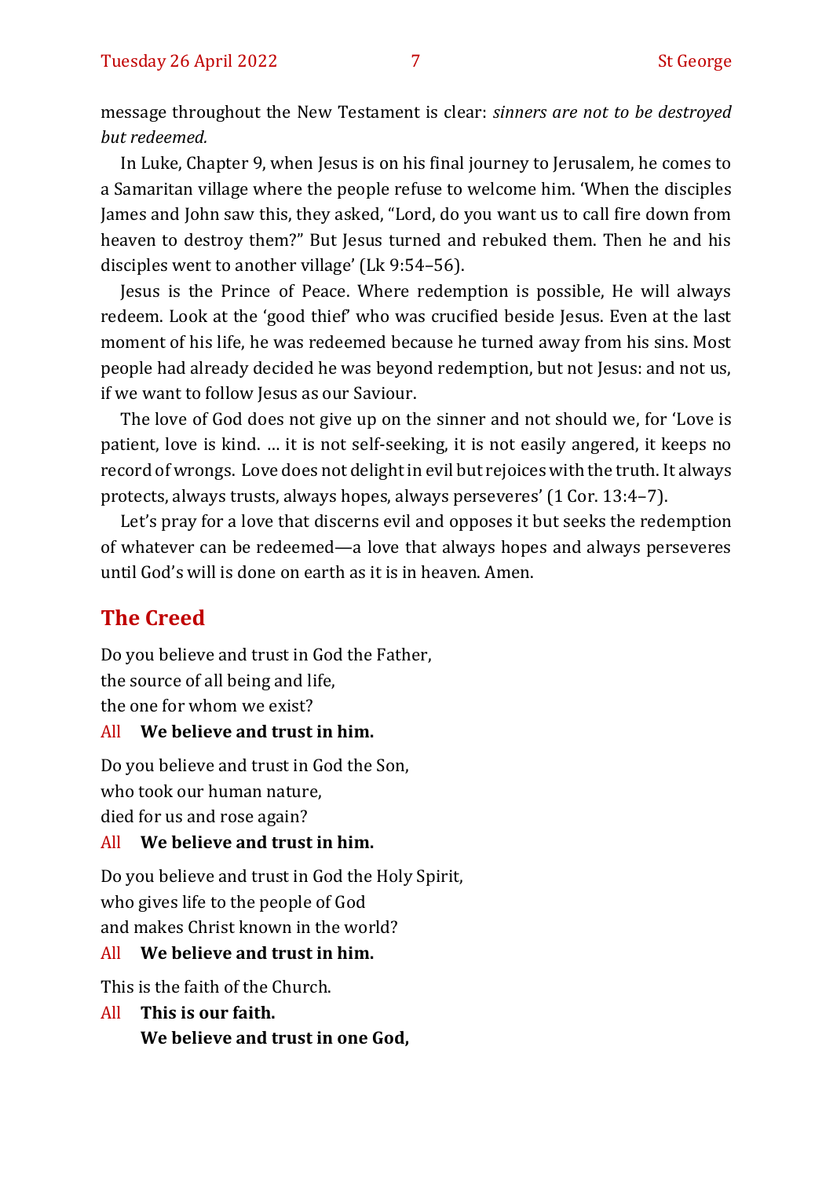message throughout the New Testament is clear: *sinners are not to be destroyed but redeemed.*

In Luke, Chapter 9, when Jesus is on his final journey to Jerusalem, he comes to a Samaritan village where the people refuse to welcome him. 'When the disciples James and John saw this, they asked, "Lord, do you want us to call fire down from heaven to destroy them?" But Jesus turned and rebuked them. Then he and his disciples went to another village' (Lk 9:54–56).

Jesus is the Prince of Peace. Where redemption is possible, He will always redeem. Look at the 'good thief' who was crucified beside Jesus. Even at the last moment of his life, he was redeemed because he turned away from his sins. Most people had already decided he was beyond redemption, but not Jesus: and not us, if we want to follow Jesus as our Saviour.

The love of God does not give up on the sinner and not should we, for 'Love is patient, love is kind. … it is not self-seeking, it is not easily angered, it keeps no record of wrongs. Love does not delight in evil but rejoices with the truth. It always protects, always trusts, always hopes, always perseveres' (1 Cor. 13:4–7).

Let's pray for a love that discerns evil and opposes it but seeks the redemption of whatever can be redeemed—a love that always hopes and always perseveres until God's will is done on earth as it is in heaven. Amen.

## The Creed

Do you believe and trust in God the Father,
the source of all being and life,
the one for whom we exist?

All **We believe and trust in him.**

Do you believe and trust in God the Son,
who took our human nature,
died for us and rose again?

All **We believe and trust in him.**

Do you believe and trust in God the Holy Spirit,
who gives life to the people of God
and makes Christ known in the world?

All **We believe and trust in him.**

This is the faith of the Church.

All **This is our faith.**
**We believe and trust in one God,**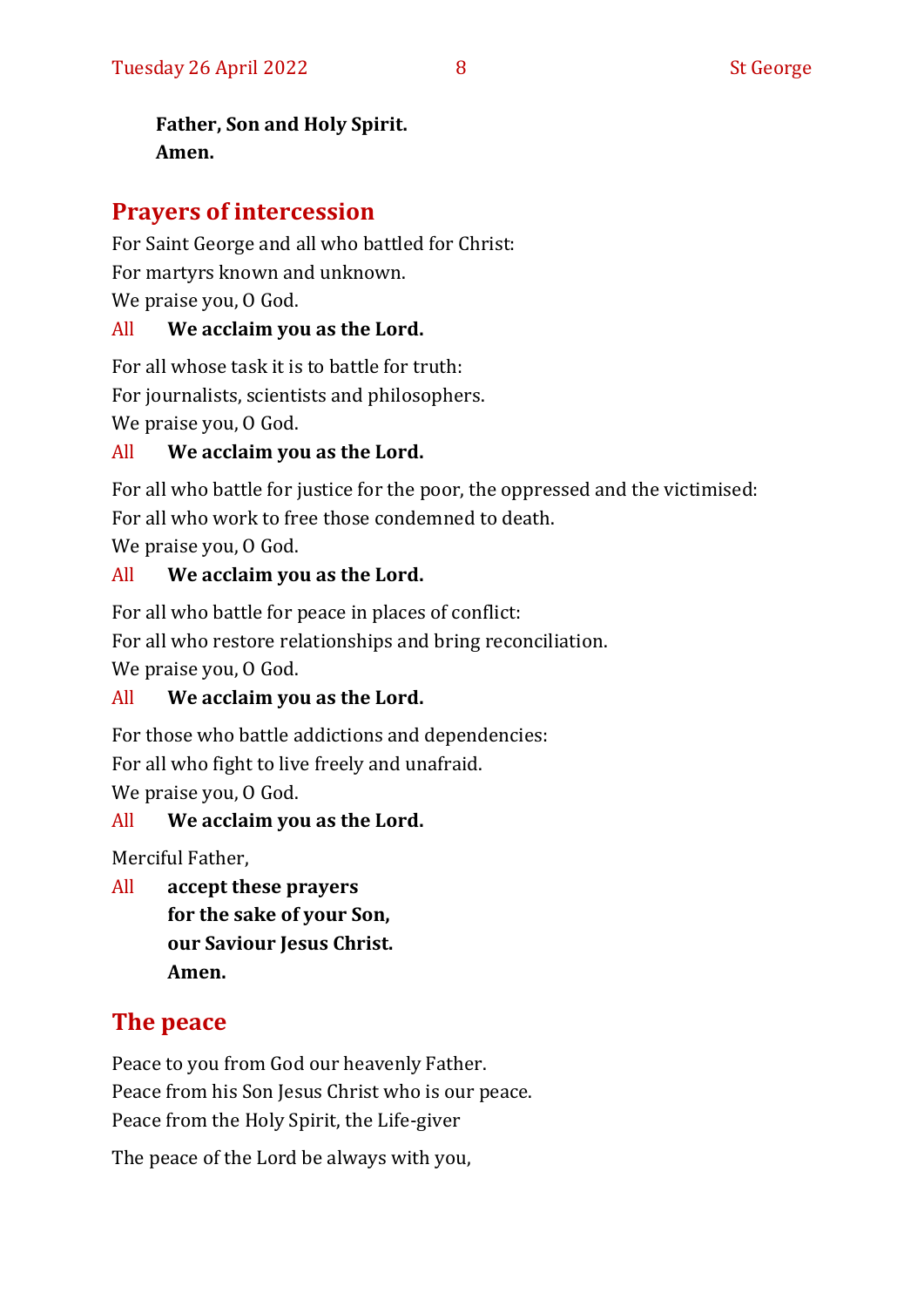**Father, Son and Holy Spirit.**
**Amen.**

## Prayers of intercession

For Saint George and all who battled for Christ:
For martyrs known and unknown.
We praise you, O God.

All **We acclaim you as the Lord.**

For all whose task it is to battle for truth:
For journalists, scientists and philosophers.
We praise you, O God.

All **We acclaim you as the Lord.**

For all who battle for justice for the poor, the oppressed and the victimised:
For all who work to free those condemned to death.
We praise you, O God.

All **We acclaim you as the Lord.**

For all who battle for peace in places of conflict:
For all who restore relationships and bring reconciliation.
We praise you, O God.

All **We acclaim you as the Lord.**

For those who battle addictions and dependencies:
For all who fight to live freely and unafraid.
We praise you, O God.

All **We acclaim you as the Lord.**

Merciful Father,

All **accept these prayers**
**for the sake of your Son,**
**our Saviour Jesus Christ.**
**Amen.**

## The peace

Peace to you from God our heavenly Father.
Peace from his Son Jesus Christ who is our peace.
Peace from the Holy Spirit, the Life-giver

The peace of the Lord be always with you,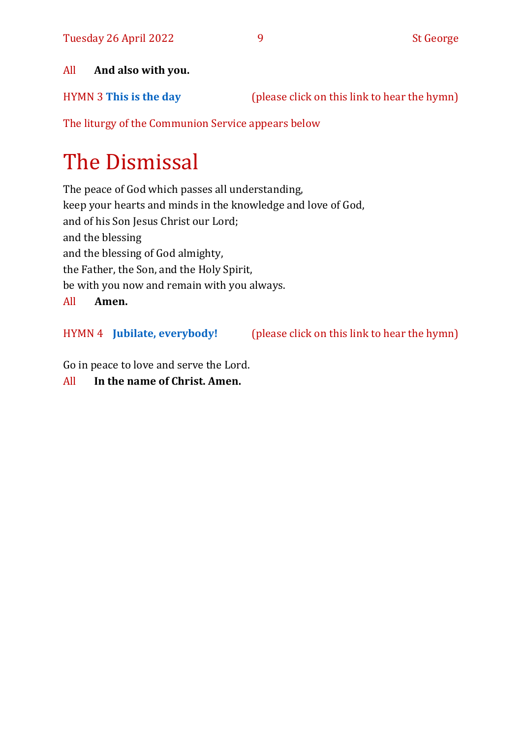All **And also with you.**

HYMN 3 **This is the day** (please click on this link to hear the hymn)

The liturgy of the Communion Service appears below

# The Dismissal

The peace of God which passes all understanding,
keep your hearts and minds in the knowledge and love of God,
and of his Son Jesus Christ our Lord;
and the blessing
and the blessing of God almighty,
the Father, the Son, and the Holy Spirit,
be with you now and remain with you always.

All **Amen.**

HYMN 4 **Jubilate, everybody!** (please click on this link to hear the hymn)

Go in peace to love and serve the Lord.

All **In the name of Christ. Amen.**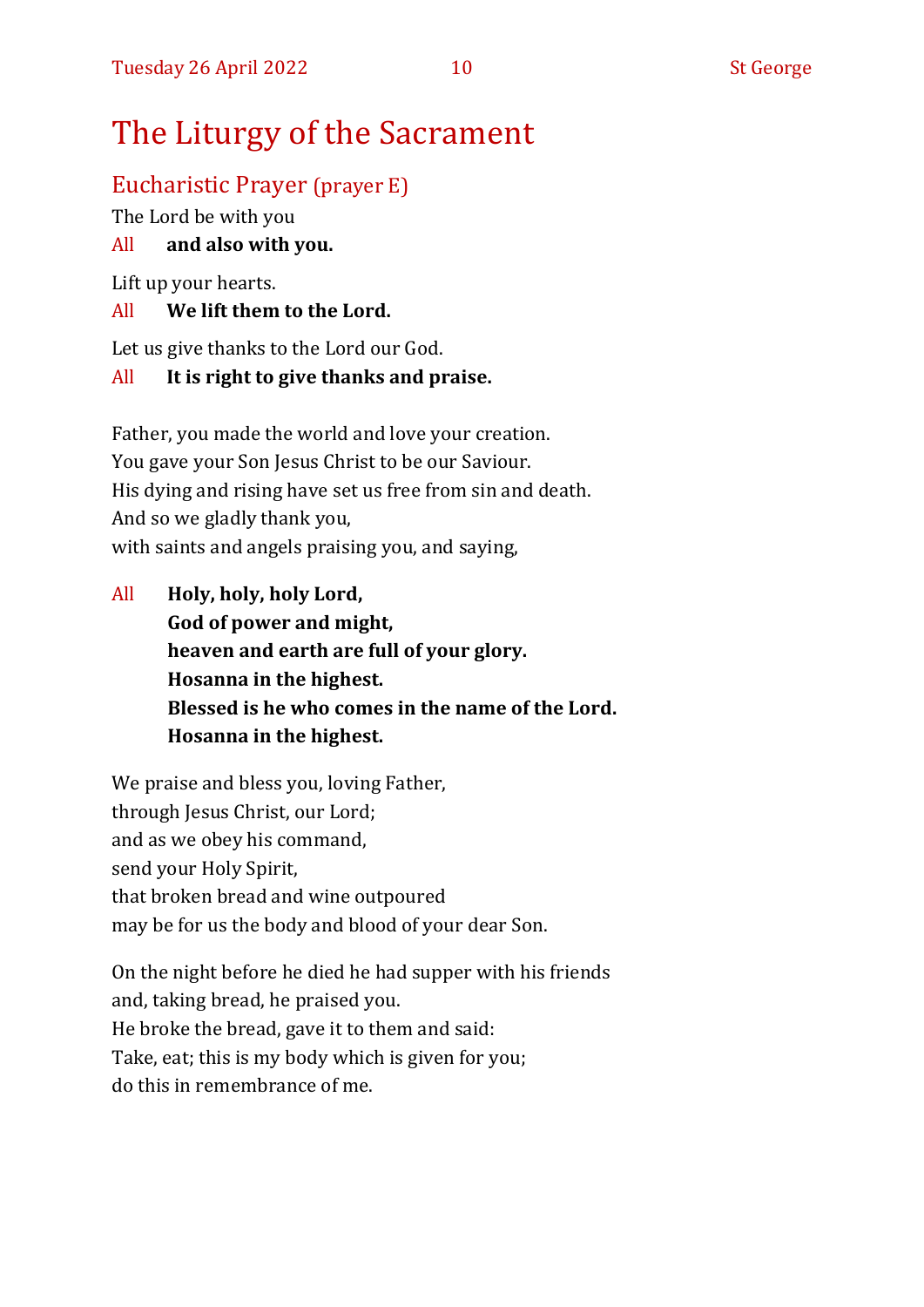# The Liturgy of the Sacrament

## Eucharistic Prayer (prayer E)

The Lord be with you

All **and also with you.**

Lift up your hearts.

All **We lift them to the Lord.**

Let us give thanks to the Lord our God.

All **It is right to give thanks and praise.**

Father, you made the world and love your creation.
You gave your Son Jesus Christ to be our Saviour.
His dying and rising have set us free from sin and death.
And so we gladly thank you,
with saints and angels praising you, and saying,

All **Holy, holy, holy Lord,**
**God of power and might,**
**heaven and earth are full of your glory.**
**Hosanna in the highest.**
**Blessed is he who comes in the name of the Lord.**
**Hosanna in the highest.**

We praise and bless you, loving Father,
through Jesus Christ, our Lord;
and as we obey his command,
send your Holy Spirit,
that broken bread and wine outpoured
may be for us the body and blood of your dear Son.

On the night before he died he had supper with his friends
and, taking bread, he praised you.
He broke the bread, gave it to them and said:
Take, eat; this is my body which is given for you;
do this in remembrance of me.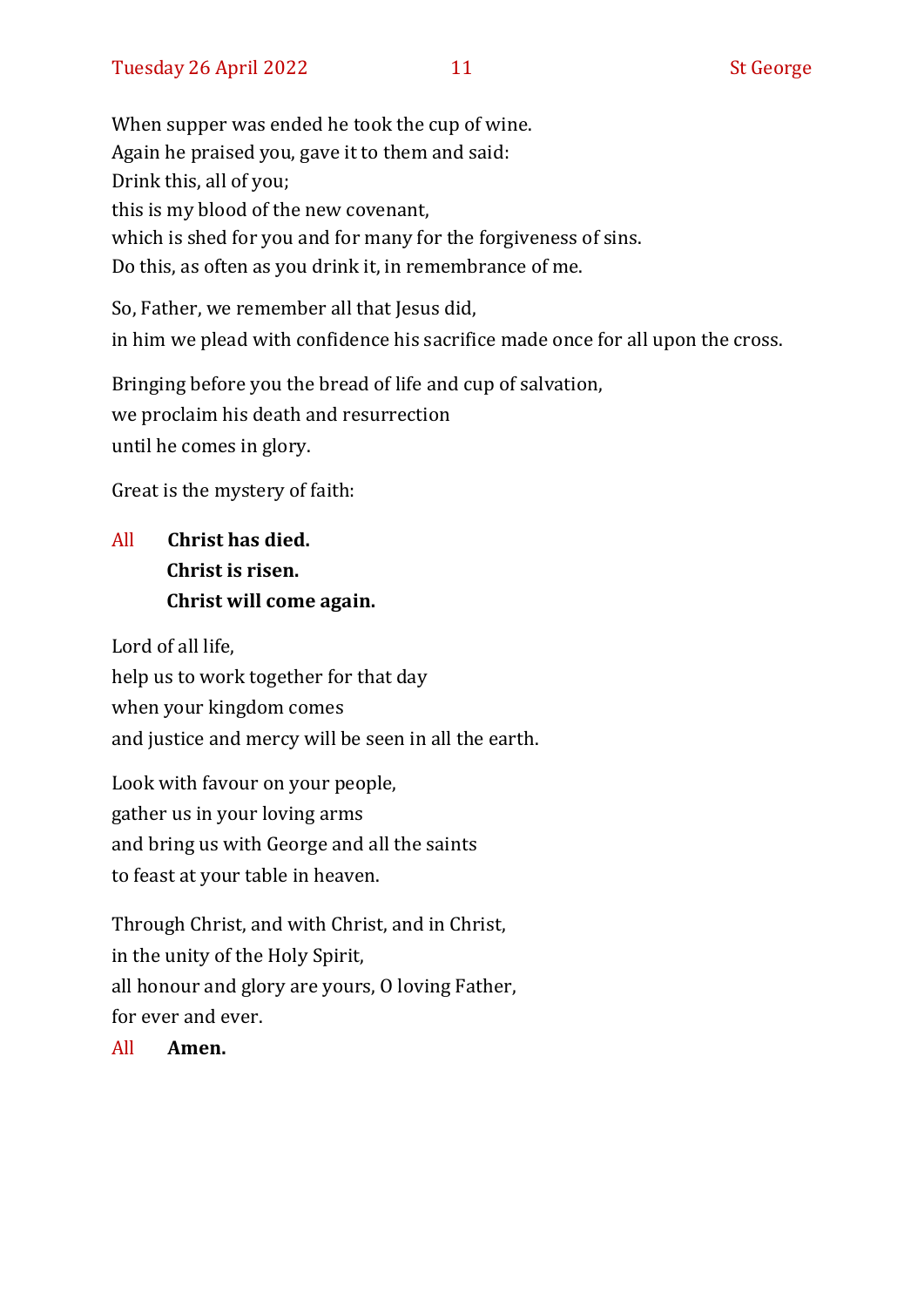When supper was ended he took the cup of wine.
Again he praised you, gave it to them and said:
Drink this, all of you;
this is my blood of the new covenant,
which is shed for you and for many for the forgiveness of sins.
Do this, as often as you drink it, in remembrance of me.

So, Father, we remember all that Jesus did,
in him we plead with confidence his sacrifice made once for all upon the cross.

Bringing before you the bread of life and cup of salvation,
we proclaim his death and resurrection
until he comes in glory.

Great is the mystery of faith:

All **Christ has died.**
**Christ is risen.**
**Christ will come again.**

Lord of all life,
help us to work together for that day
when your kingdom comes
and justice and mercy will be seen in all the earth.

Look with favour on your people,
gather us in your loving arms
and bring us with George and all the saints
to feast at your table in heaven.

Through Christ, and with Christ, and in Christ,
in the unity of the Holy Spirit,
all honour and glory are yours, O loving Father,
for ever and ever.

All **Amen.**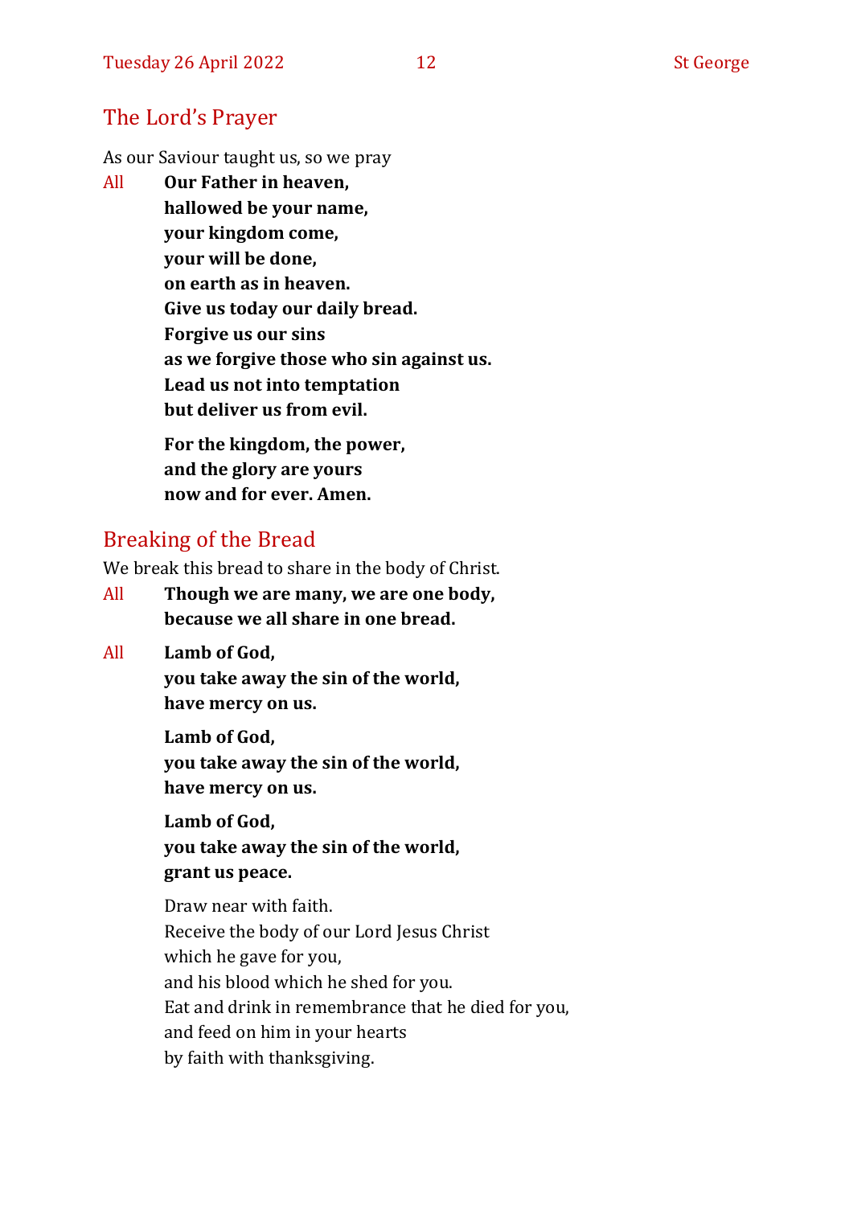## The Lord's Prayer

As our Saviour taught us, so we pray

All **Our Father in heaven,**
**hallowed be your name,**
**your kingdom come,**
**your will be done,**
**on earth as in heaven.**
**Give us today our daily bread.**
**Forgive us our sins**
**as we forgive those who sin against us.**
**Lead us not into temptation**
**but deliver us from evil.**

**For the kingdom, the power,**
**and the glory are yours**
**now and for ever. Amen.**

## Breaking of the Bread

We break this bread to share in the body of Christ.

All **Though we are many, we are one body,**
**because we all share in one bread.**

All **Lamb of God,**
**you take away the sin of the world,**
**have mercy on us.**

**Lamb of God,**
**you take away the sin of the world,**
**have mercy on us.**

**Lamb of God,**
**you take away the sin of the world,**
**grant us peace.**

Draw near with faith.
Receive the body of our Lord Jesus Christ
which he gave for you,
and his blood which he shed for you.
Eat and drink in remembrance that he died for you,
and feed on him in your hearts
by faith with thanksgiving.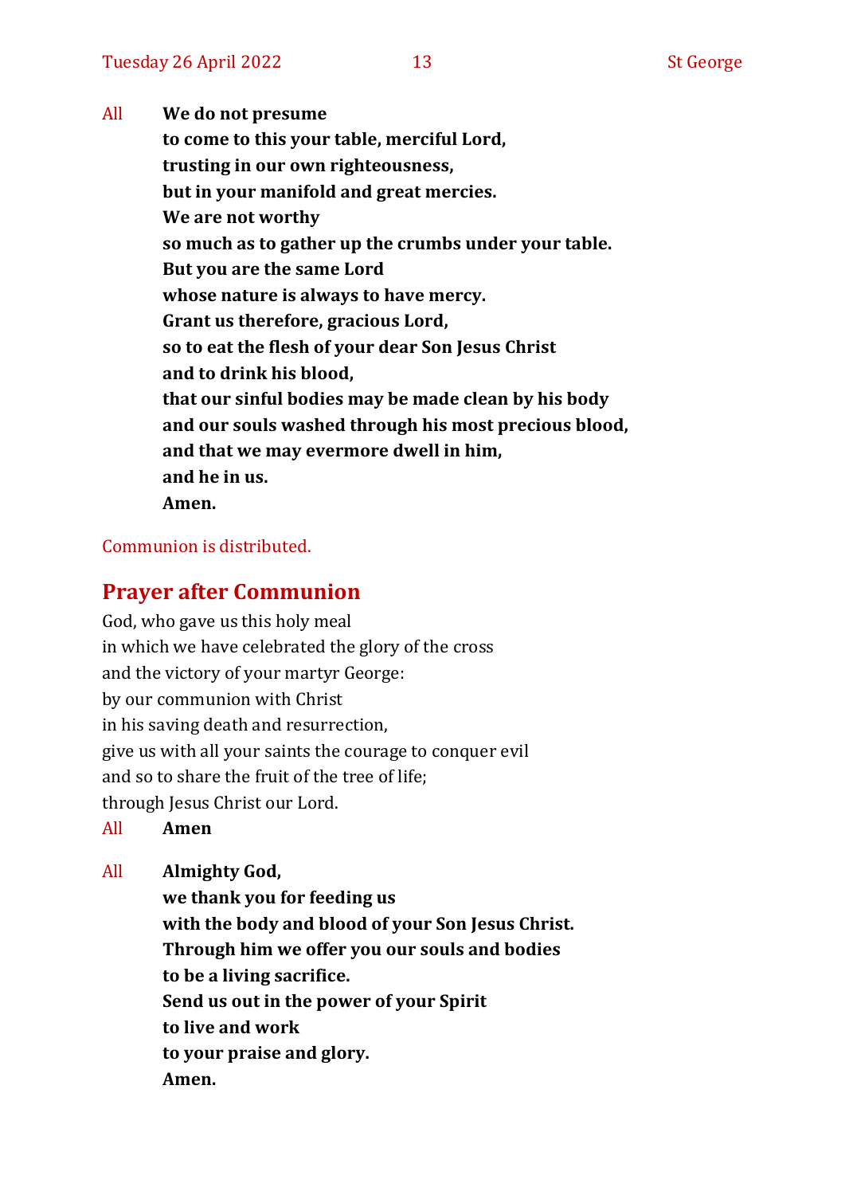All **We do not presume**
**to come to this your table, merciful Lord,**
**trusting in our own righteousness,**
**but in your manifold and great mercies.**
**We are not worthy**
**so much as to gather up the crumbs under your table.**
**But you are the same Lord**
**whose nature is always to have mercy.**
**Grant us therefore, gracious Lord,**
**so to eat the flesh of your dear Son Jesus Christ**
**and to drink his blood,**
**that our sinful bodies may be made clean by his body**
**and our souls washed through his most precious blood,**
**and that we may evermore dwell in him,**
**and he in us.**
**Amen.**

Communion is distributed.

## Prayer after Communion

God, who gave us this holy meal
in which we have celebrated the glory of the cross
and the victory of your martyr George:
by our communion with Christ
in his saving death and resurrection,
give us with all your saints the courage to conquer evil
and so to share the fruit of the tree of life;
through Jesus Christ our Lord.

All **Amen**

All **Almighty God,**
**we thank you for feeding us**
**with the body and blood of your Son Jesus Christ.**
**Through him we offer you our souls and bodies**
**to be a living sacrifice.**
**Send us out in the power of your Spirit**
**to live and work**
**to your praise and glory.**
**Amen.**